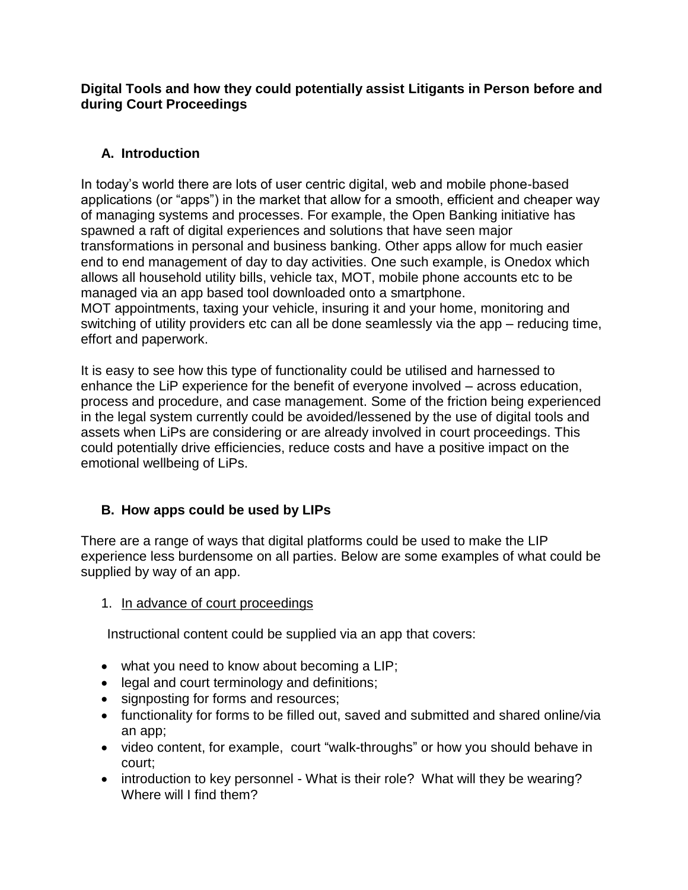**Digital Tools and how they could potentially assist Litigants in Person before and during Court Proceedings**

## A. Introduction

In today's world there are lots of user centric digital, web and mobile phone-based applications (or "apps") in the market that allow for a smooth, efficient and cheaper way of managing systems and processes. For example, the Open Banking initiative has spawned a raft of digital experiences and solutions that have seen major transformations in personal and business banking. Other apps allow for much easier end to end management of day to day activities. One such example, is Onedox which allows all household utility bills, vehicle tax, MOT, mobile phone accounts etc to be managed via an app based tool downloaded onto a smartphone.
MOT appointments, taxing your vehicle, insuring it and your home, monitoring and switching of utility providers etc can all be done seamlessly via the app – reducing time, effort and paperwork.

It is easy to see how this type of functionality could be utilised and harnessed to enhance the LiP experience for the benefit of everyone involved – across education, process and procedure, and case management. Some of the friction being experienced in the legal system currently could be avoided/lessened by the use of digital tools and assets when LiPs are considering or are already involved in court proceedings. This could potentially drive efficiencies, reduce costs and have a positive impact on the emotional wellbeing of LiPs.

## B. How apps could be used by LIPs

There are a range of ways that digital platforms could be used to make the LIP experience less burdensome on all parties. Below are some examples of what could be supplied by way of an app.

1. In advance of court proceedings

Instructional content could be supplied via an app that covers:

- what you need to know about becoming a LIP;
- legal and court terminology and definitions;
- signposting for forms and resources;
- functionality for forms to be filled out, saved and submitted and shared online/via an app;
- video content, for example, court "walk-throughs" or how you should behave in court;
- introduction to key personnel - What is their role? What will they be wearing? Where will I find them?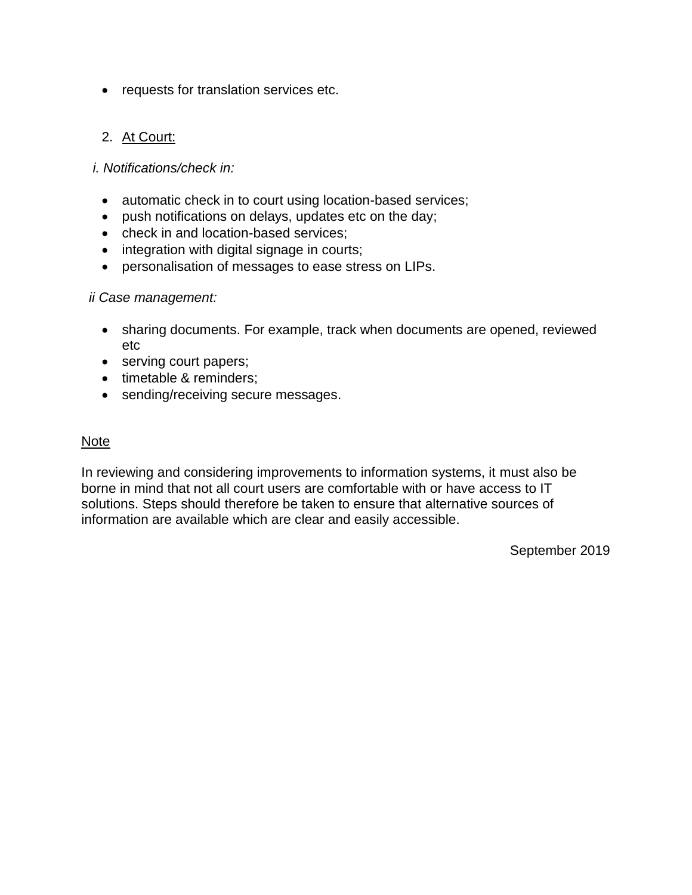- requests for translation services etc.

2. <u>At Court:</u>

*i. Notifications/check in:*

- automatic check in to court using location-based services;
- push notifications on delays, updates etc on the day;
- check in and location-based services;
- integration with digital signage in courts;
- personalisation of messages to ease stress on LIPs.

*ii Case management:*

- sharing documents. For example, track when documents are opened, reviewed etc
- serving court papers;
- timetable & reminders;
- sending/receiving secure messages.

<u>Note</u>

In reviewing and considering improvements to information systems, it must also be borne in mind that not all court users are comfortable with or have access to IT solutions. Steps should therefore be taken to ensure that alternative sources of information are available which are clear and easily accessible.

September 2019